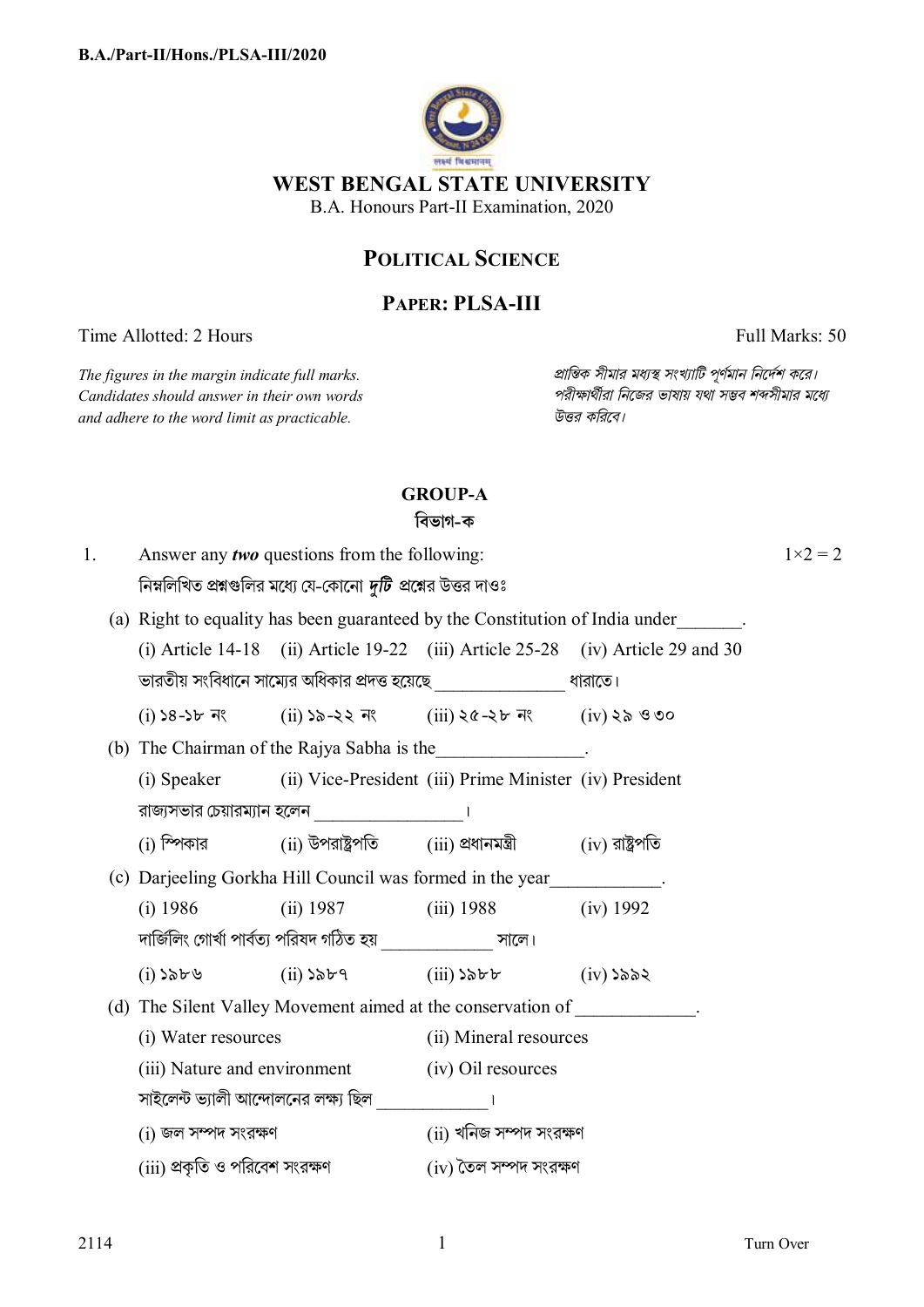# WEST BENGAL STATE UNIVERSITY

B.A. Honours Part-II Examination, 2020

## POLITICAL SCIENCE

## PAPER: PLSA-III

Time Allotted: 2 Hours | Full Marks: 50

*The figures in the margin indicate full marks. Candidates should answer in their own words and adhere to the word limit as practicable.*

*প্রান্তিক সীমার মধ্যস্থ সংখ্যাটি পূর্ণমান নির্দেশ করে। পরীক্ষার্থীরা নিজের ভাষায় যথা সম্ভব শব্দসীমার মধ্যে উত্তর করিবে।*

### GROUP-A
### বিভাগ-ক

1. Answer any ***two*** questions from the following: $1 \times 2 = 2$

   নিম্নলিখিত প্রশ্নগুলির মধ্যে যে-কোনো ***দুটি*** প্রশ্নের উত্তর দাওঃ

   (a) Right to equality has been guaranteed by the Constitution of India under_______.

   (i) Article 14-18 (ii) Article 19-22 (iii) Article 25-28 (iv) Article 29 and 30

   ভারতীয় সংবিধানে সাম্যের অধিকার প্রদত্ত হয়েছে ______________ ধারাতে।

   (i) ১৪-১৮ নং (ii) ১৯-২২ নং (iii) ২৫-২৮ নং (iv) ২৯ ও ৩০

   (b) The Chairman of the Rajya Sabha is the________________.

   (i) Speaker (ii) Vice-President (iii) Prime Minister (iv) President

   রাজ্যসভার চেয়ারম্যান হলেন ________________।

   (i) স্পিকার (ii) উপরাষ্ট্রপতি (iii) প্রধানমন্ত্রী (iv) রাষ্ট্রপতি

   (c) Darjeeling Gorkha Hill Council was formed in the year____________.

   (i) 1986 (ii) 1987 (iii) 1988 (iv) 1992

   দার্জিলিং গোর্খা পার্বত্য পরিষদ গঠিত হয় ____________ সালে।

   (i) ১৯৮৬ (ii) ১৯৮৭ (iii) ১৯৮৮ (iv) ১৯৯২

   (d) The Silent Valley Movement aimed at the conservation of _____________.

   (i) Water resources (ii) Mineral resources

   (iii) Nature and environment (iv) Oil resources

   সাইলেন্ট ভ্যালী আন্দোলনের লক্ষ্য ছিল ____________।

   (i) জল সম্পদ সংরক্ষণ (ii) খনিজ সম্পদ সংরক্ষণ

   (iii) প্রকৃতি ও পরিবেশ সংরক্ষণ (iv) তৈল সম্পদ সংরক্ষণ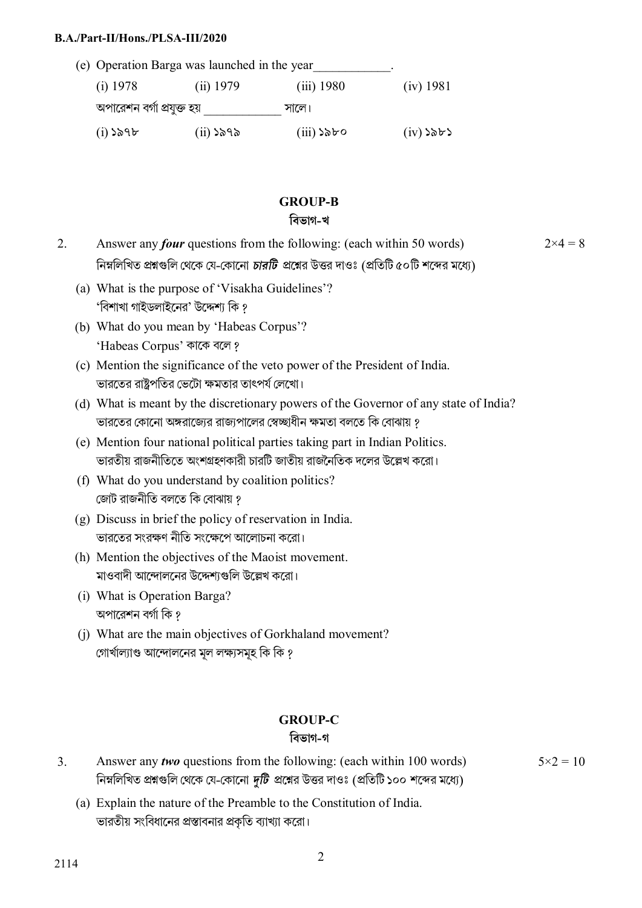(e) Operation Barga was launched in the year____________.

(i) 1978 (ii) 1979 (iii) 1980 (iv) 1981

অপারেশন বর্গা প্রযুক্ত হয় ____________ সালে।

(i) ১৯৭৮ (ii) ১৯৭৯ (iii) ১৯৮০ (iv) ১৯৮১

## GROUP-B
## বিভাগ-খ

2. Answer any ***four*** questions from the following: (each within 50 words) $2\times4 = 8$

নিম্নলিখিত প্রশ্নগুলি থেকে যে-কোনো ***চারটি*** প্রশ্নের উত্তর দাওঃ (প্রতিটি ৫০টি শব্দের মধ্যে)

(a) What is the purpose of 'Visakha Guidelines'?
'বিশাখা গাইডলাইনের' উদ্দেশ্য কি ?

(b) What do you mean by 'Habeas Corpus'?
'Habeas Corpus' কাকে বলে ?

(c) Mention the significance of the veto power of the President of India.
ভারতের রাষ্ট্রপতির ভেটো ক্ষমতার তাৎপর্য লেখো।

(d) What is meant by the discretionary powers of the Governor of any state of India?
ভারতের কোনো অঙ্গরাজ্যের রাজ্যপালের স্বেচ্ছাধীন ক্ষমতা বলতে কি বোঝায় ?

(e) Mention four national political parties taking part in Indian Politics.
ভারতীয় রাজনীতিতে অংশগ্রহণকারী চারটি জাতীয় রাজনৈতিক দলের উল্লেখ করো।

(f) What do you understand by coalition politics?
জোট রাজনীতি বলতে কি বোঝায় ?

(g) Discuss in brief the policy of reservation in India.
ভারতের সংরক্ষণ নীতি সংক্ষেপে আলোচনা করো।

(h) Mention the objectives of the Maoist movement.
মাওবাদী আন্দোলনের উদ্দেশ্যগুলি উল্লেখ করো।

(i) What is Operation Barga?
অপারেশন বর্গা কি ?

(j) What are the main objectives of Gorkhaland movement?
গোর্খাল্যাণ্ড আন্দোলনের মূল লক্ষ্যসমূহ কি কি ?

## GROUP-C
## বিভাগ-গ

3. Answer any ***two*** questions from the following: (each within 100 words) $5\times2 = 10$

নিম্নলিখিত প্রশ্নগুলি থেকে যে-কোনো ***দুটি*** প্রশ্নের উত্তর দাওঃ (প্রতিটি ১০০ শব্দের মধ্যে)

(a) Explain the nature of the Preamble to the Constitution of India.
ভারতীয় সংবিধানের প্রস্তাবনার প্রকৃতি ব্যাখ্যা করো।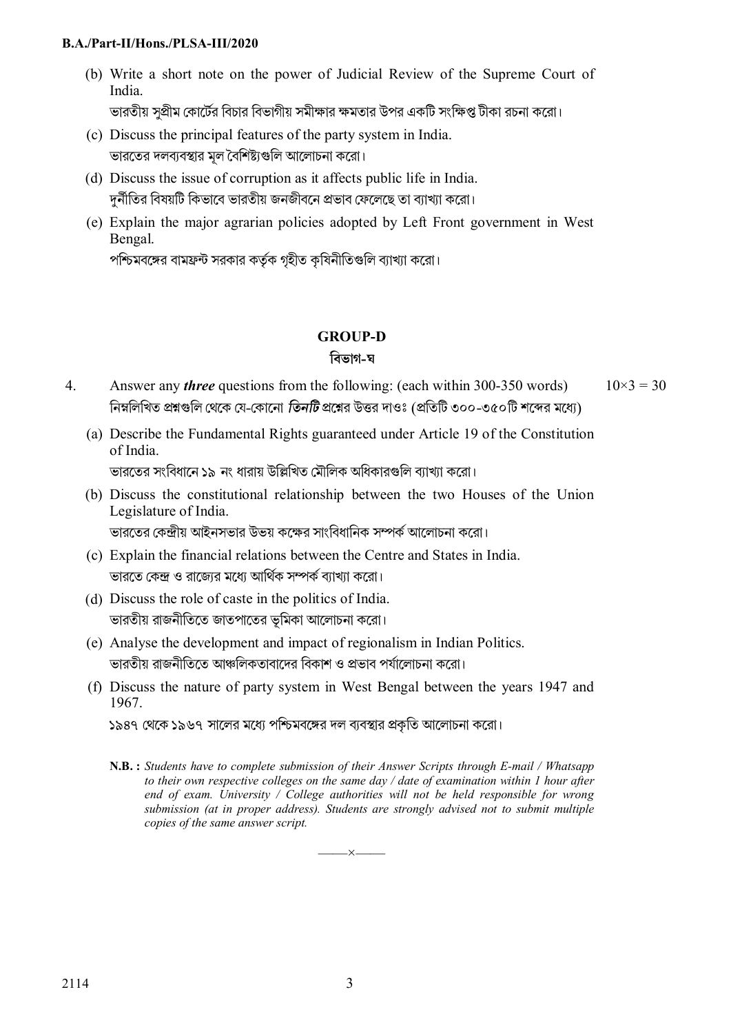(b) Write a short note on the power of Judicial Review of the Supreme Court of India.

ভারতীয় সুপ্রীম কোর্টের বিচার বিভাগীয় সমীক্ষার ক্ষমতার উপর একটি সংক্ষিপ্ত টীকা রচনা করো।

(c) Discuss the principal features of the party system in India.

ভারতের দলব্যবস্থার মূল বৈশিষ্ট্যগুলি আলোচনা করো।

(d) Discuss the issue of corruption as it affects public life in India.

দুর্নীতির বিষয়টি কিভাবে ভারতীয় জনজীবনে প্রভাব ফেলেছে তা ব্যাখ্যা করো।

(e) Explain the major agrarian policies adopted by Left Front government in West Bengal.

পশ্চিমবঙ্গের বামফ্রন্ট সরকার কর্তৃক গৃহীত কৃষিনীতিগুলি ব্যাখ্যা করো।

## GROUP-D

## বিভাগ-ঘ

4. Answer any ***three*** questions from the following: (each within 300-350 words) $10\times3 = 30$

নিম্নলিখিত প্রশ্নগুলি থেকে যে-কোনো ***তিনটি*** প্রশ্নের উত্তর দাওঃ (প্রতিটি ৩০০-৩৫০টি শব্দের মধ্যে)

(a) Describe the Fundamental Rights guaranteed under Article 19 of the Constitution of India.

ভারতের সংবিধানে ১৯ নং ধারায় উল্লিখিত মৌলিক অধিকারগুলি ব্যাখ্যা করো।

(b) Discuss the constitutional relationship between the two Houses of the Union Legislature of India.

ভারতের কেন্দ্রীয় আইনসভার উভয় কক্ষের সাংবিধানিক সম্পর্ক আলোচনা করো।

(c) Explain the financial relations between the Centre and States in India.

ভারতে কেন্দ্র ও রাজ্যের মধ্যে আর্থিক সম্পর্ক ব্যাখ্যা করো।

(d) Discuss the role of caste in the politics of India.

ভারতীয় রাজনীতিতে জাতপাতের ভূমিকা আলোচনা করো।

(e) Analyse the development and impact of regionalism in Indian Politics.

ভারতীয় রাজনীতিতে আঞ্চলিকতাবাদের বিকাশ ও প্রভাব পর্যালোচনা করো।

(f) Discuss the nature of party system in West Bengal between the years 1947 and 1967.

১৯৪৭ থেকে ১৯৬৭ সালের মধ্যে পশ্চিমবঙ্গের দল ব্যবস্থার প্রকৃতি আলোচনা করো।

**N.B. :** *Students have to complete submission of their Answer Scripts through E-mail / Whatsapp to their own respective colleges on the same day / date of examination within 1 hour after end of exam. University / College authorities will not be held responsible for wrong submission (at in proper address). Students are strongly advised not to submit multiple copies of the same answer script.*

——×——